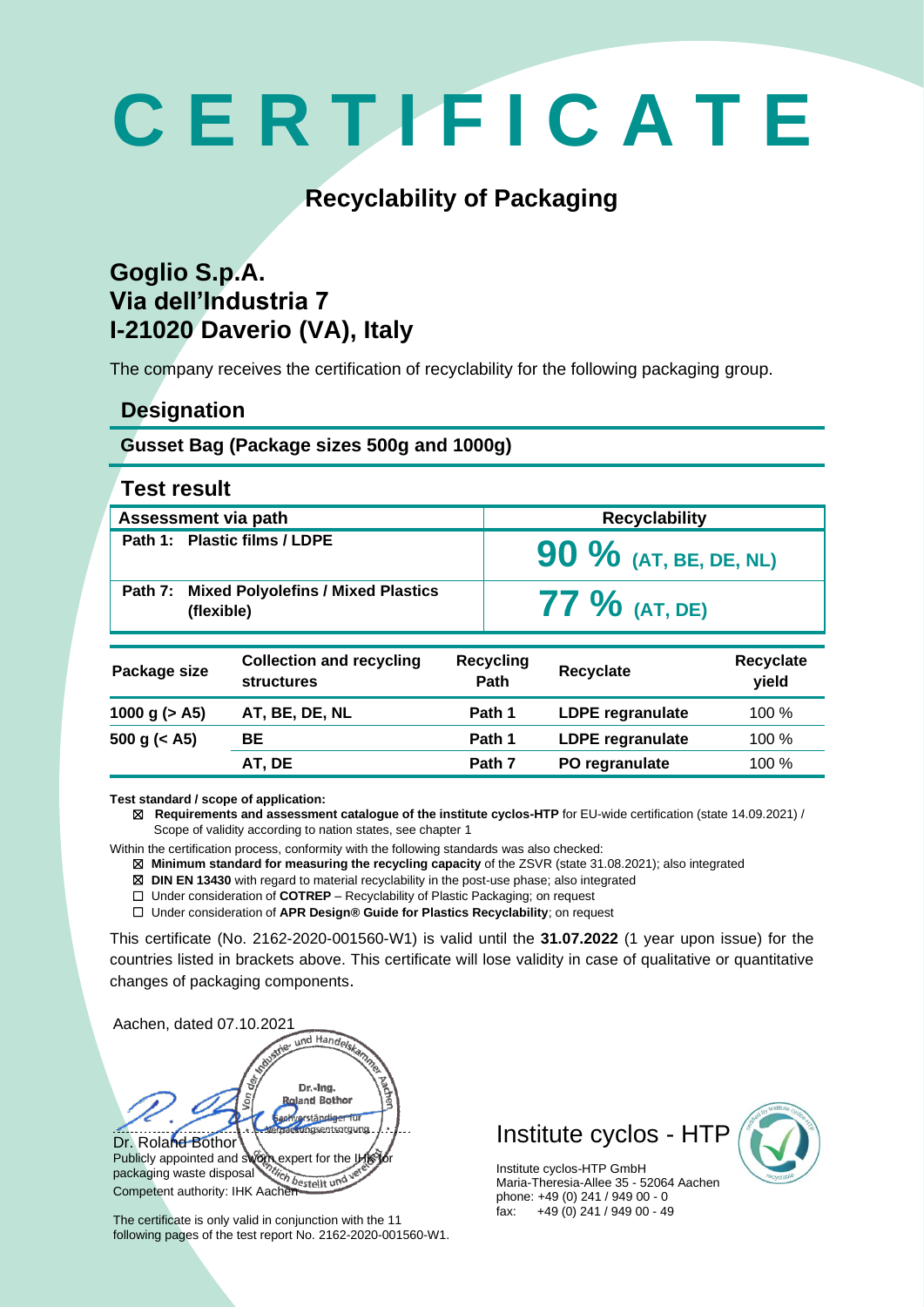# CERTIFICATE

## Recyclability of Packaging

### Goglio S.p.A.
### Via dell'Industria 7
### I-21020 Daverio (VA), Italy

The company receives the certification of recyclability for the following packaging group.

## Designation

**Gusset Bag (Package sizes 500g and 1000g)**

## Test result

| Assessment via path | Recyclability |
|---|---|
| **Path 1: Plastic films / LDPE** | **90 % (AT, BE, DE, NL)** |
| **Path 7: Mixed Polyolefins / Mixed Plastics (flexible)** | **77 % (AT, DE)** |

| Package size | Collection and recycling structures | Recycling Path | Recyclate | Recyclate yield |
|---|---|---|---|---|
| **1000 g (> A5)** | **AT, BE, DE, NL** | **Path 1** | **LDPE regranulate** | 100 % |
| **500 g (< A5)** | **BE** | **Path 1** | **LDPE regranulate** | 100 % |
| | **AT, DE** | **Path 7** | **PO regranulate** | 100 % |

**Test standard / scope of application:**

- ☒ **Requirements and assessment catalogue of the institute cyclos-HTP** for EU-wide certification (state 14.09.2021) / Scope of validity according to nation states, see chapter 1

Within the certification process, conformity with the following standards was also checked:

- ☒ **Minimum standard for measuring the recycling capacity** of the ZSVR (state 31.08.2021); also integrated
- ☒ **DIN EN 13430** with regard to material recyclability in the post-use phase; also integrated
- ☐ Under consideration of **COTREP** – Recyclability of Plastic Packaging; on request
- ☐ Under consideration of **APR Design® Guide for Plastics Recyclability**; on request

This certificate (No. 2162-2020-001560-W1) is valid until the **31.07.2022** (1 year upon issue) for the countries listed in brackets above. This certificate will lose validity in case of qualitative or quantitative changes of packaging components.

Aachen, dated 07.10.2021

Dr. Roland Bothor
Publicly appointed and sworn expert for the IHK for packaging waste disposal
Competent authority: IHK Aachen

The certificate is only valid in conjunction with the 11 following pages of the test report No. 2162-2020-001560-W1.

Institute cyclos - HTP

Institute cyclos-HTP GmbH
Maria-Theresia-Allee 35 - 52064 Aachen
phone: +49 (0) 241 / 949 00 - 0
fax: +49 (0) 241 / 949 00 - 49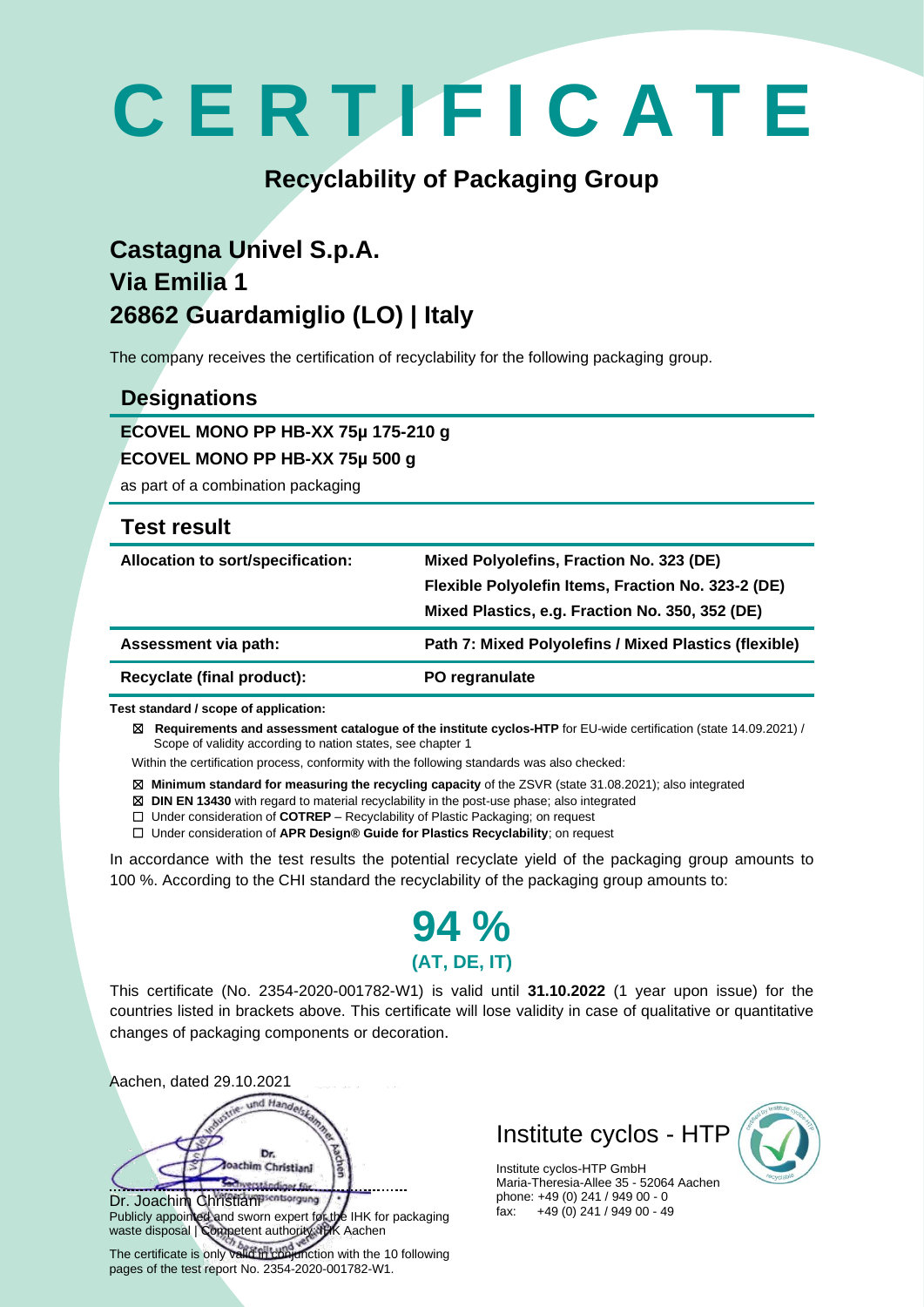# C E R T I F I C A T E

## Recyclability of Packaging Group

## Castagna Univel S.p.A.
## Via Emilia 1
## 26862 Guardamiglio (LO) | Italy

The company receives the certification of recyclability for the following packaging group.

### Designations

**ECOVEL MONO PP HB-XX 75µ 175-210 g**

**ECOVEL MONO PP HB-XX 75µ 500 g**

as part of a combination packaging

### Test result

| | |
|---|---|
| **Allocation to sort/specification:** | **Mixed Polyolefins, Fraction No. 323 (DE)**<br>**Flexible Polyolefin Items, Fraction No. 323-2 (DE)**<br>**Mixed Plastics, e.g. Fraction No. 350, 352 (DE)** |
| **Assessment via path:** | **Path 7: Mixed Polyolefins / Mixed Plastics (flexible)** |
| **Recyclate (final product):** | **PO regranulate** |

**Test standard / scope of application:**

☒ **Requirements and assessment catalogue of the institute cyclos-HTP** for EU-wide certification (state 14.09.2021) / Scope of validity according to nation states, see chapter 1

Within the certification process, conformity with the following standards was also checked:

☒ **Minimum standard for measuring the recycling capacity** of the ZSVR (state 31.08.2021); also integrated
☒ **DIN EN 13430** with regard to material recyclability in the post-use phase; also integrated
☐ Under consideration of **COTREP** – Recyclability of Plastic Packaging; on request
☐ Under consideration of **APR Design® Guide for Plastics Recyclability**; on request

In accordance with the test results the potential recyclate yield of the packaging group amounts to 100 %. According to the CHI standard the recyclability of the packaging group amounts to:

**94 %**
**(AT, DE, IT)**

This certificate (No. 2354-2020-001782-W1) is valid until **31.10.2022** (1 year upon issue) for the countries listed in brackets above. This certificate will lose validity in case of qualitative or quantitative changes of packaging components or decoration.

Aachen, dated 29.10.2021

Dr. Joachim Christiani
Publicly appointed and sworn expert for the IHK for packaging waste disposal | Competent authority: IHK Aachen

The certificate is only valid in conjunction with the 10 following pages of the test report No. 2354-2020-001782-W1.

Institute cyclos - HTP

Institute cyclos-HTP GmbH
Maria-Theresia-Allee 35 - 52064 Aachen
phone: +49 (0) 241 / 949 00 - 0
fax: +49 (0) 241 / 949 00 - 49